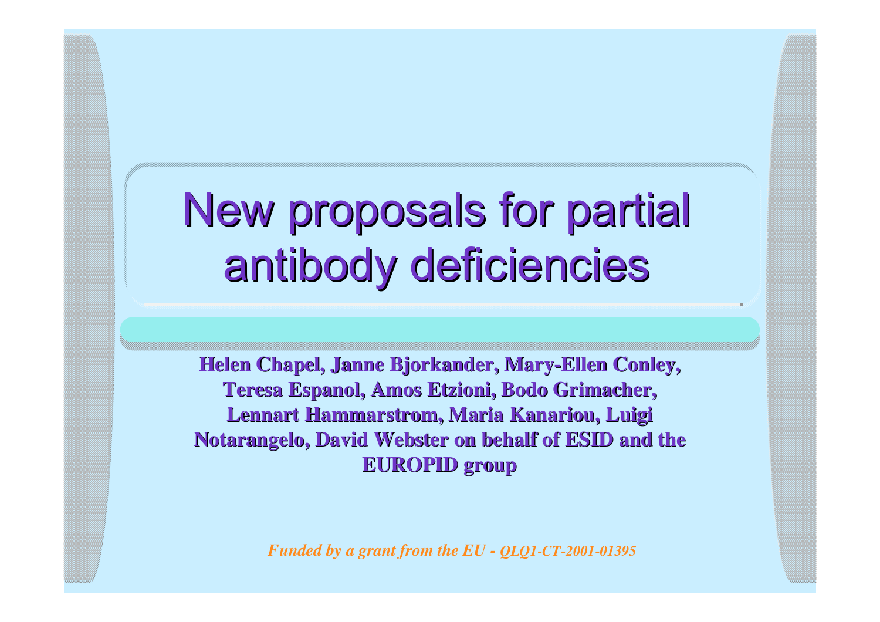# New proposals for partial antibody deficiencies

**Helen Chapel, Janne Bjorkander, Mary-Ellen Conley, Teresa Espanol, Amos Etzioni, Bodo Grimacher, Lennart Hammarstrom, Maria Kanariou, Luigi Notarangelo, David Webster on behalf of ESID and the EUROPID group**

*Funded by a grant from the EU - QLQ1-CT-2001-01395*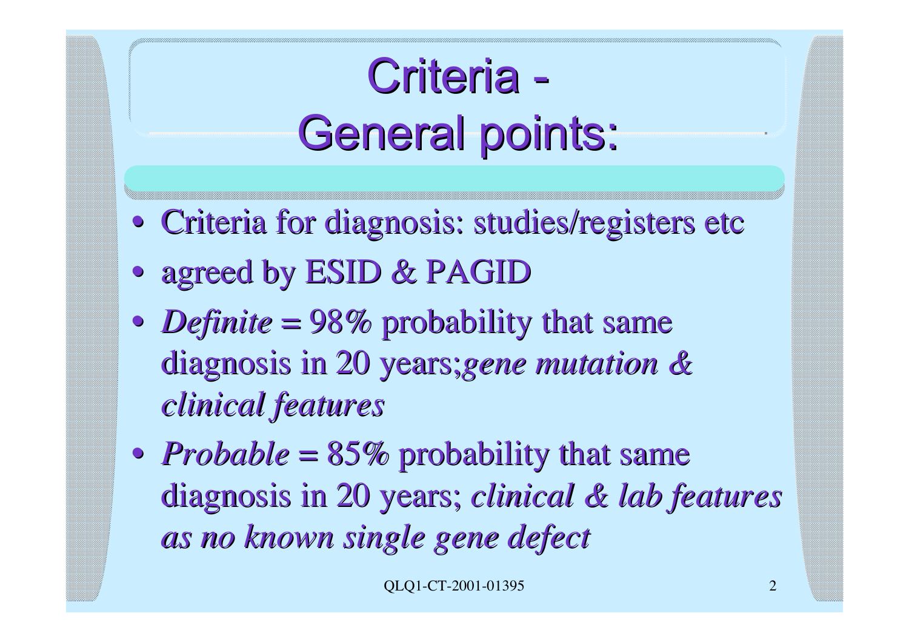# Criteria - General points:

- Criteria for diagnosis: studies/registers etc
- agreed by ESID & PAGID
- *Definite* = 98% probability that same diagnosis in 20 years;*gene mutation & clinical features*
- *Probable* = 85% probability that same diagnosis in 20 years; *clinical & lab features as no known single gene defect*

QLQ1-CT-2001-01395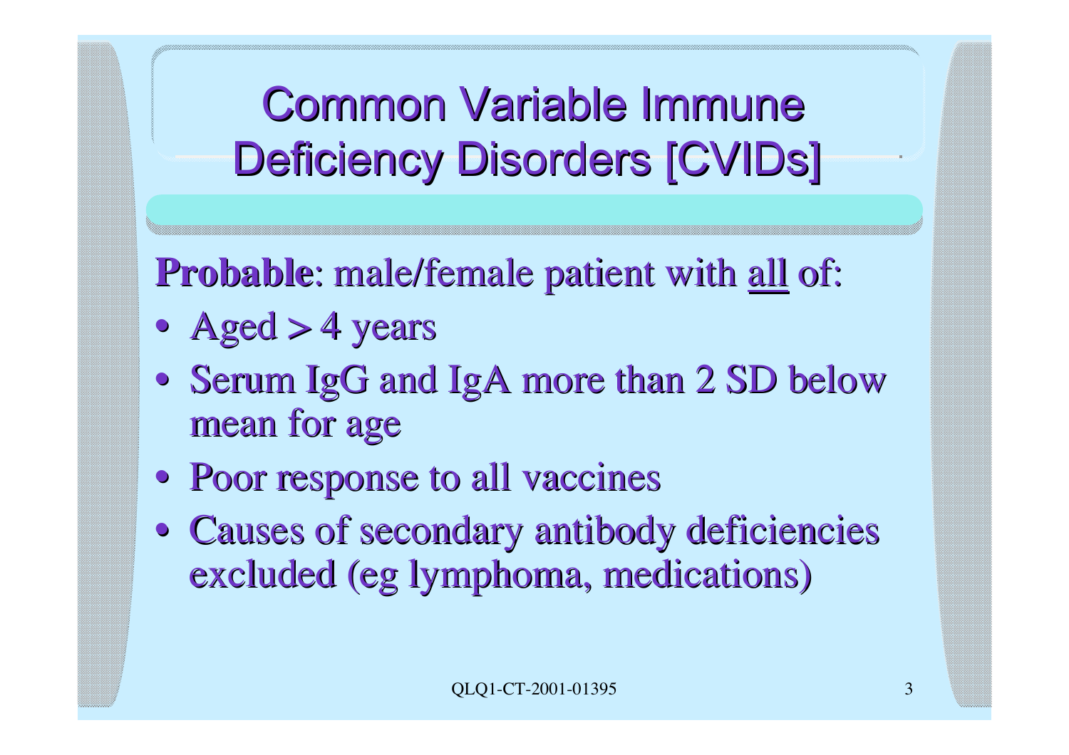# Common Variable Immune Deficiency Disorders [CVIDs]

**Probable**: male/female patient with <u>all</u> of:

- Aged > 4 years
- Serum IgG and IgA more than 2 SD below mean for age
- Poor response to all vaccines
- Causes of secondary antibody deficiencies excluded (eg lymphoma, medications)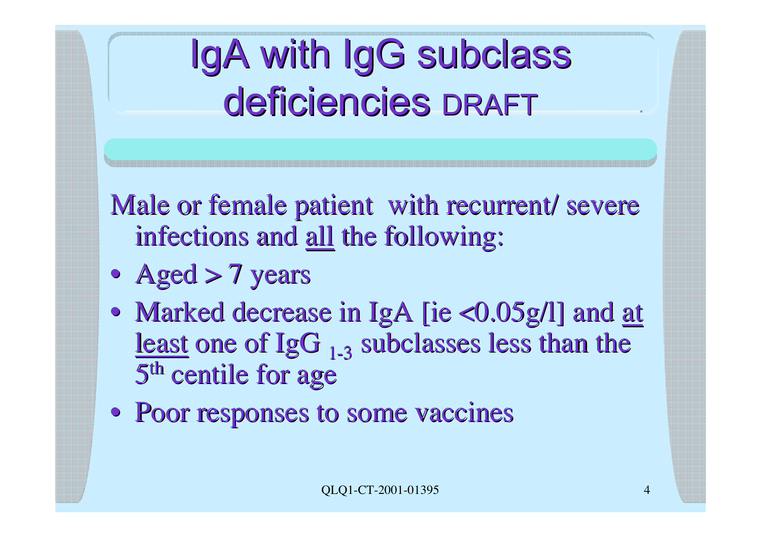# IgA with IgG subclass deficiencies DRAFT

Male or female patient with recurrent/ severe infections and all the following:

- Aged > 7 years
- Marked decrease in IgA [ie <0.05g/l] and at least one of $IgG_{1\text{-}3}$ subclasses less than the 5th centile for age
- Poor responses to some vaccines

QLQ1-CT-2001-01395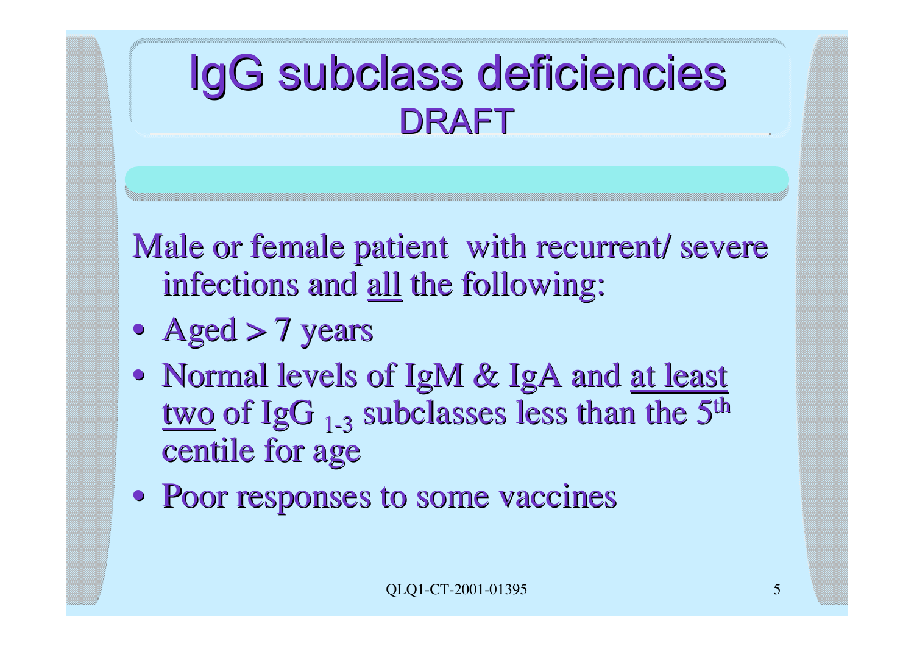# IgG subclass deficiencies

## DRAFT

Male or female patient with recurrent/ severe infections and all the following:

- Aged > 7 years
- Normal levels of IgM & IgA and at least two of $IgG_{1\text{-}3}$ subclasses less than the $5^{th}$ centile for age
- Poor responses to some vaccines

QLQ1-CT-2001-01395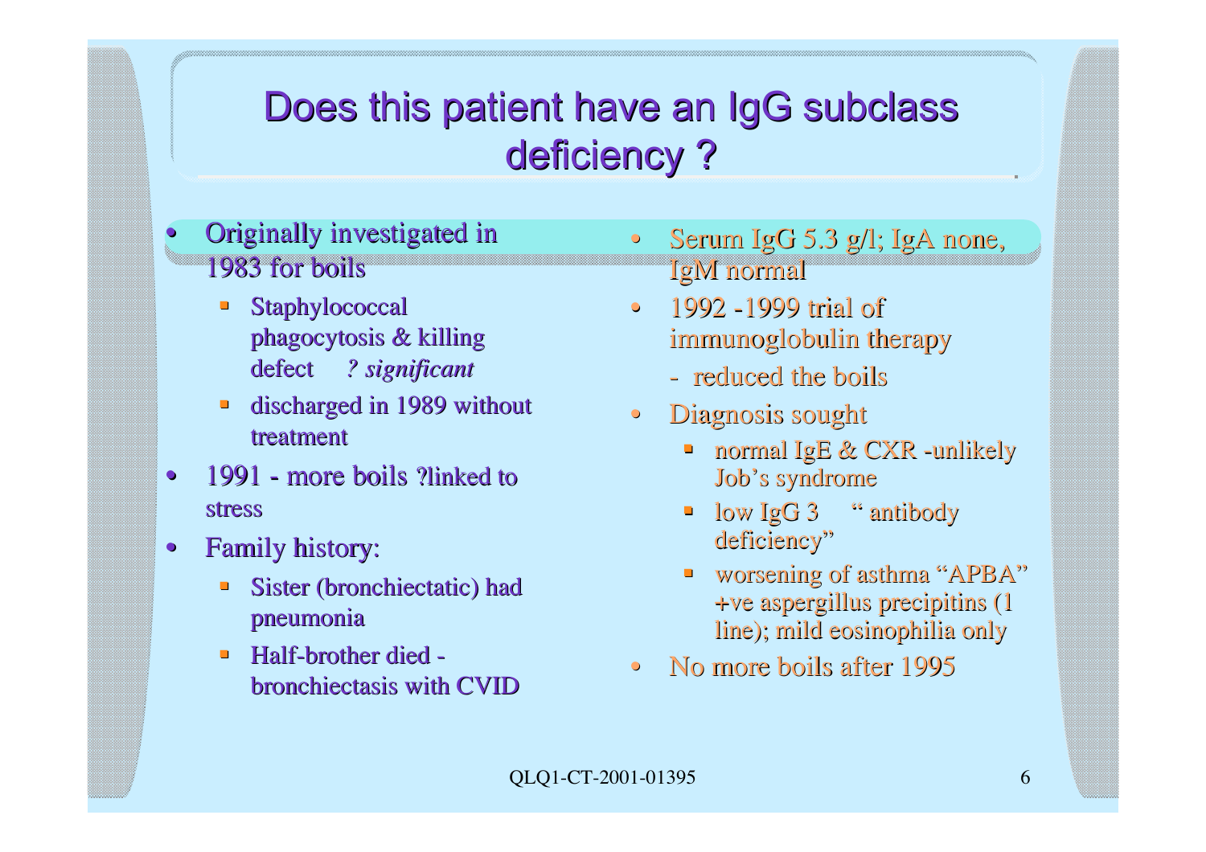# Does this patient have an IgG subclass deficiency ?

- Originally investigated in 1983 for boils
  - Staphylococcal phagocytosis & killing defect *? significant*
  - discharged in 1989 without treatment
- 1991 - more boils ?linked to stress
- Family history:
  - Sister (bronchiectatic) had pneumonia
  - Half-brother died - bronchiectasis with CVID
- Serum IgG 5.3 g/l; IgA none, IgM normal
- 1992 -1999 trial of immunoglobulin therapy
  - reduced the boils
- Diagnosis sought
  - normal IgE & CXR -unlikely Job's syndrome
  - low IgG 3 " antibody deficiency"
  - worsening of asthma "APBA" +ve aspergillus precipitins (1 line); mild eosinophilia only
- No more boils after 1995

QLQ1-CT-2001-01395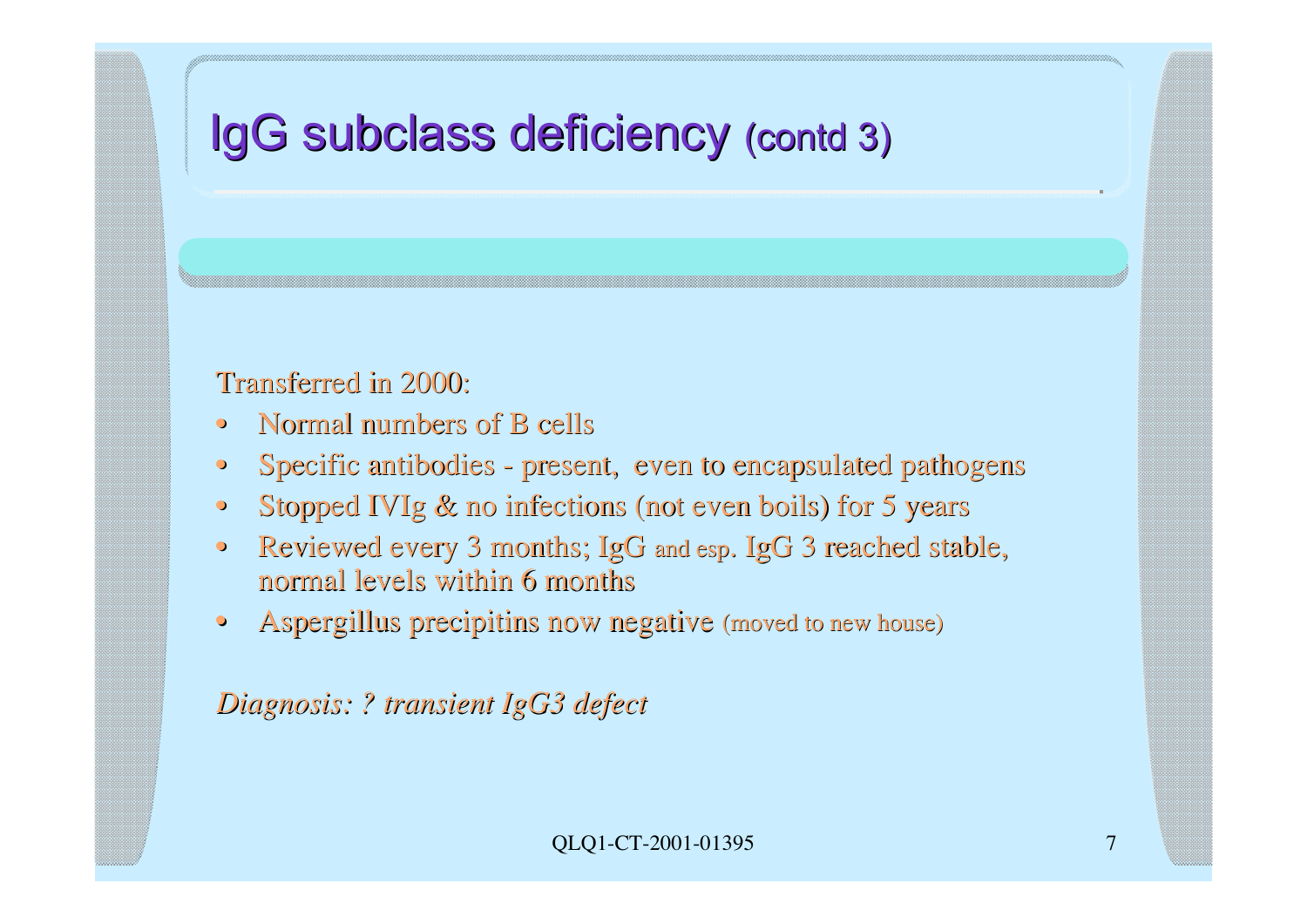# IgG subclass deficiency (contd 3)

Transferred in 2000:

- Normal numbers of B cells
- Specific antibodies - present, even to encapsulated pathogens
- Stopped IVIg & no infections (not even boils) for 5 years
- Reviewed every 3 months; IgG and esp. IgG 3 reached stable, normal levels within 6 months
- Aspergillus precipitins now negative (moved to new house)

*Diagnosis: ? transient IgG3 defect*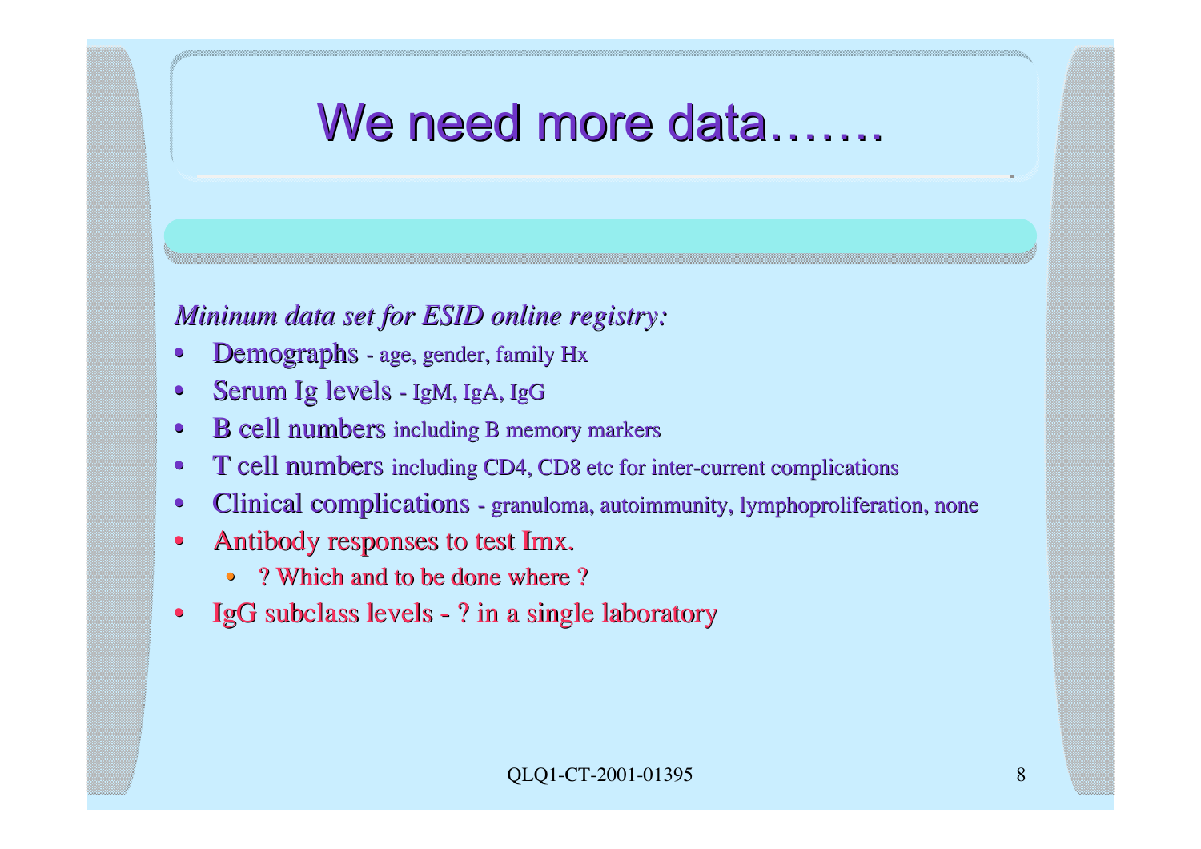# We need more data…….

*Mininum data set for ESID online registry:*

- Demographs - age, gender, family Hx
- Serum Ig levels - IgM, IgA, IgG
- B cell numbers including B memory markers
- T cell numbers including CD4, CD8 etc for inter-current complications
- Clinical complications - granuloma, autoimmunity, lymphoproliferation, none
- Antibody responses to test Imx.
  - ? Which and to be done where ?
- IgG subclass levels - ? in a single laboratory

QLQ1-CT-2001-01395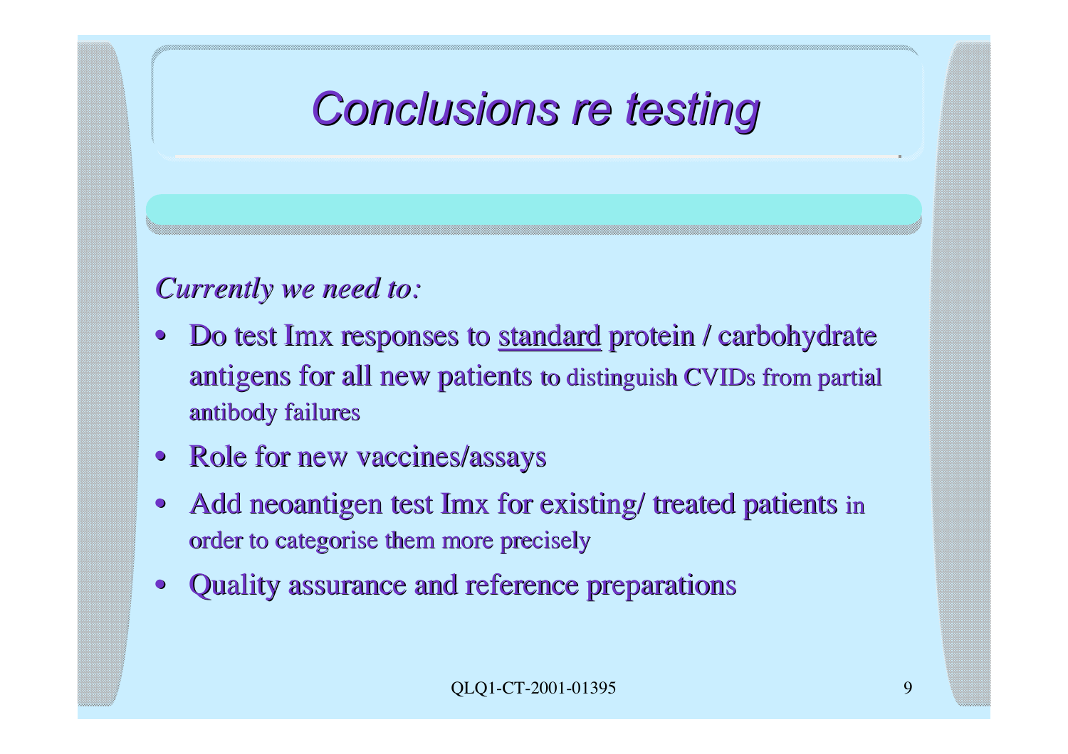# *Conclusions re testing*

*Currently we need to:*

- Do test Imx responses to <u>standard</u> protein / carbohydrate antigens for all new patients to distinguish CVIDs from partial antibody failures
- Role for new vaccines/assays
- Add neoantigen test Imx for existing/ treated patients in order to categorise them more precisely
- Quality assurance and reference preparations

QLQ1-CT-2001-01395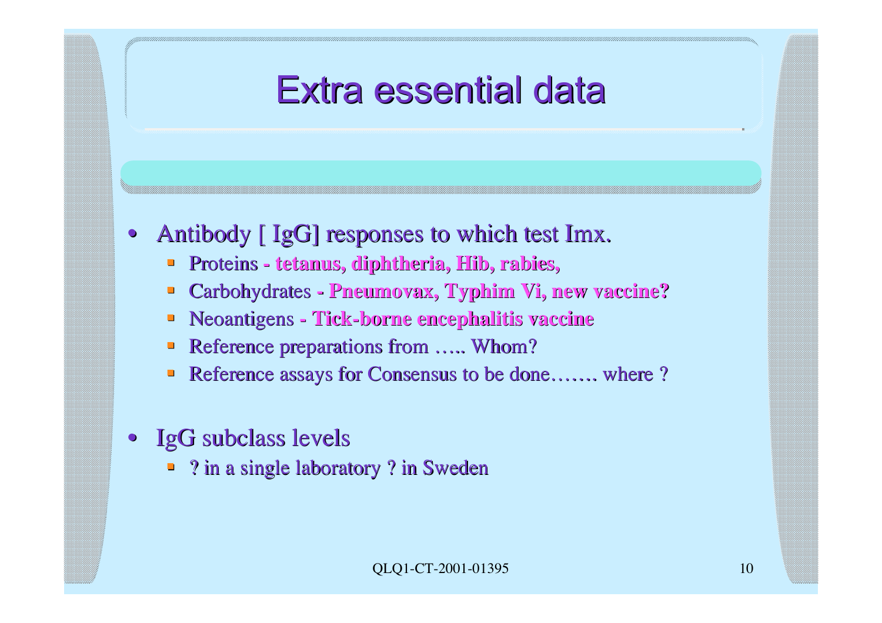# Extra essential data

- Antibody [ IgG] responses to which test Imx.
  - Proteins - **tetanus, diphtheria, Hib, rabies,**
  - Carbohydrates - **Pneumovax, Typhim Vi, new vaccine?**
  - Neoantigens - **Tick-borne encephalitis vaccine**
  - Reference preparations from ….. Whom?
  - Reference assays for Consensus to be done……. where ?

- IgG subclass levels
  - ? in a single laboratory ? in Sweden

QLQ1-CT-2001-01395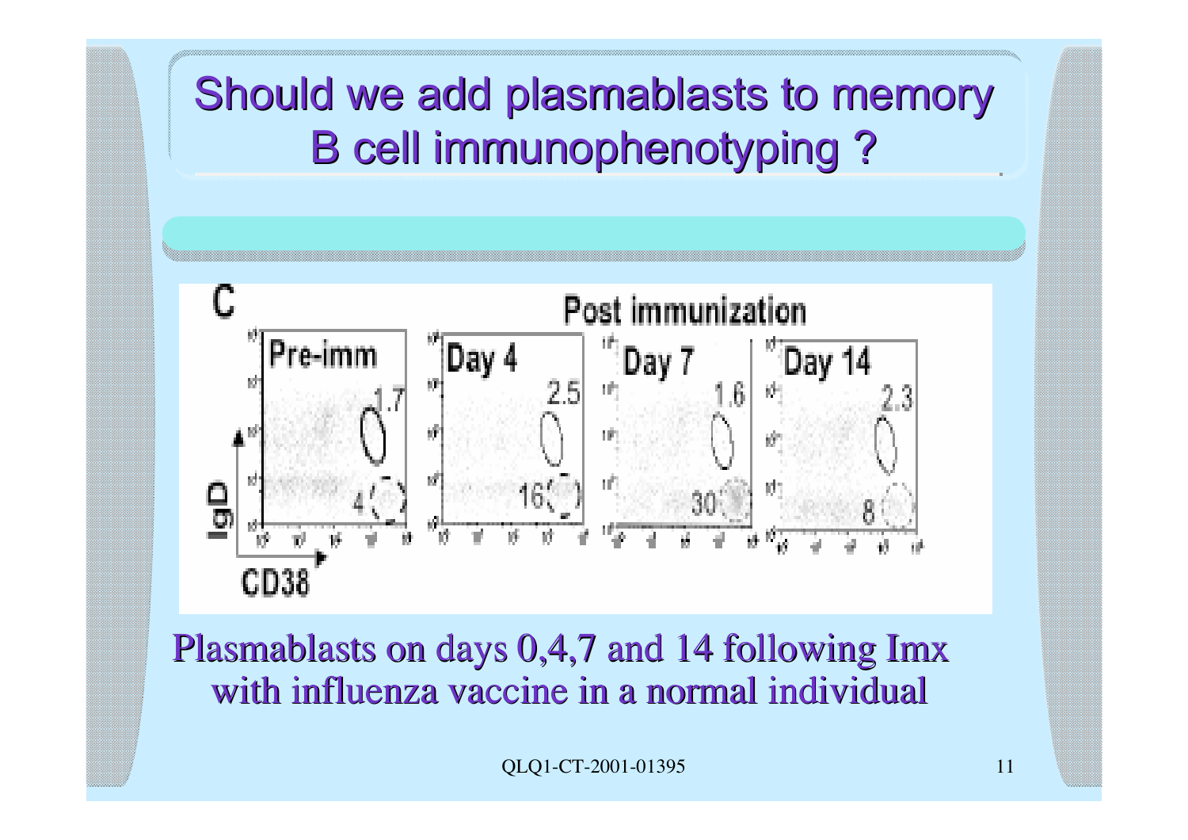# Should we add plasmablasts to memory B cell immunophenotyping ?

C

Post immunization

| Pre-imm | Day 4 | Day 7 | Day 14 |
|---|---|---|---|
| 1.7 | 2.5 | 1.6 | 2.3 |
| 4 | 16 | 30 | 8 |

IgD

CD38

Plasmablasts on days 0,4,7 and 14 following Imx with influenza vaccine in a normal individual

QLQ1-CT-2001-01395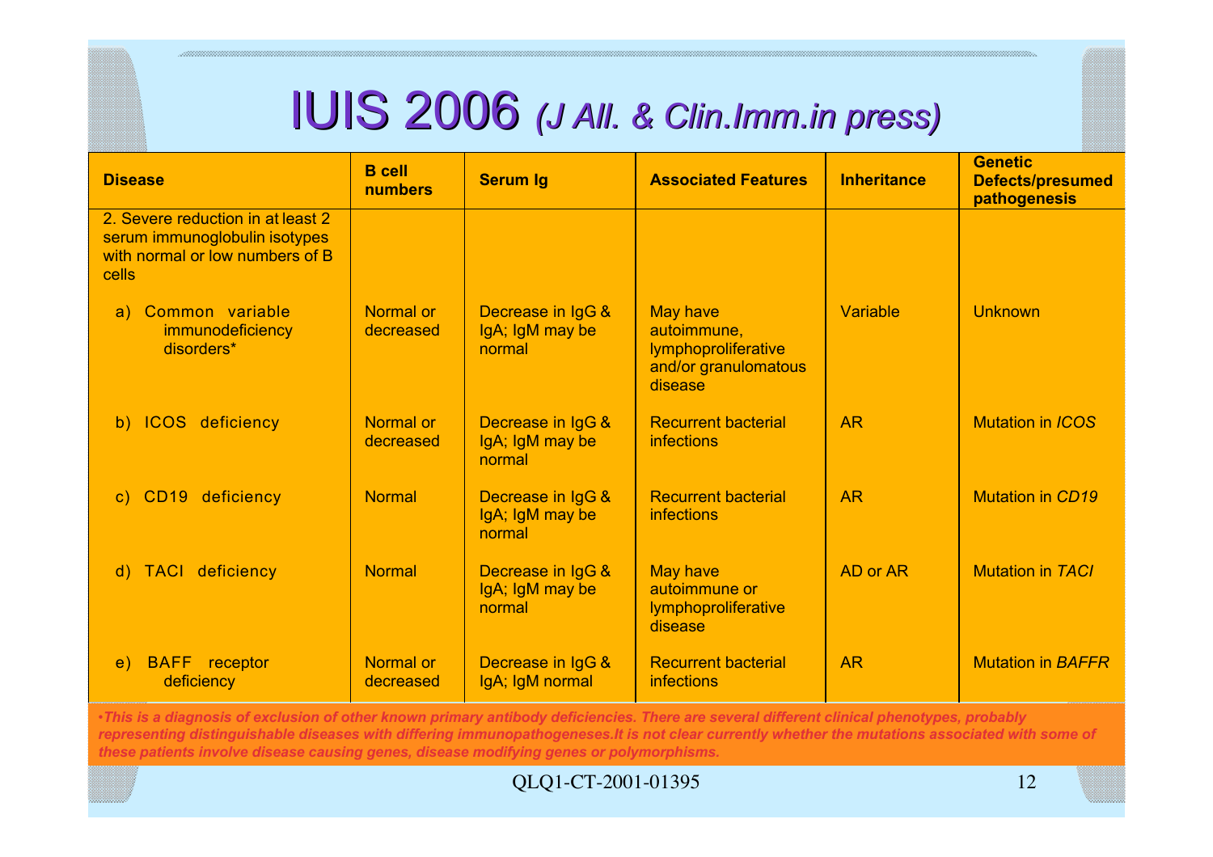# IUIS 2006 *(J All. & Clin.Imm.in press)*

| Disease | B cell numbers | Serum Ig | Associated Features | Inheritance | Genetic Defects/presumed pathogenesis |
|---|---|---|---|---|---|
| 2. Severe reduction in at least 2 serum immunoglobulin isotypes with normal or low numbers of B cells | | | | | |
| a) Common variable immunodeficiency disorders* | Normal or decreased | Decrease in IgG & IgA; IgM may be normal | May have autoimmune, lymphoproliferative and/or granulomatous disease | Variable | Unknown |
| b) ICOS deficiency | Normal or decreased | Decrease in IgG & IgA; IgM may be normal | Recurrent bacterial infections | AR | Mutation in *ICOS* |
| c) CD19 deficiency | Normal | Decrease in IgG & IgA; IgM may be normal | Recurrent bacterial infections | AR | Mutation in *CD19* |
| d) TACI deficiency | Normal | Decrease in IgG & IgA; IgM may be normal | May have autoimmune or lymphoproliferative disease | AD or AR | Mutation in *TACI* |
| e) BAFF receptor deficiency | Normal or decreased | Decrease in IgG & IgA; IgM normal | Recurrent bacterial infections | AR | Mutation in *BAFFR* |

*•This is a diagnosis of exclusion of other known primary antibody deficiencies. There are several different clinical phenotypes, probably representing distinguishable diseases with differing immunopathogeneses.It is not clear currently whether the mutations associated with some of these patients involve disease causing genes, disease modifying genes or polymorphisms.*

QLQ1-CT-2001-01395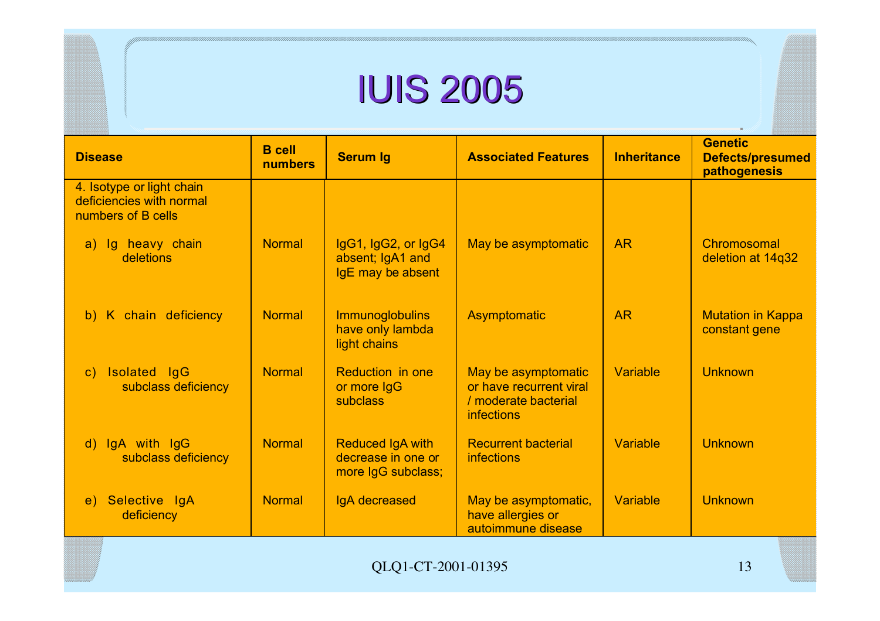# IUIS 2005

| Disease | B cell numbers | Serum Ig | Associated Features | Inheritance | Genetic Defects/presumed pathogenesis |
|---|---|---|---|---|---|
| 4. Isotype or light chain deficiencies with normal numbers of B cells | | | | | |
| a) Ig heavy chain deletions | Normal | IgG1, IgG2, or IgG4 absent; IgA1 and IgE may be absent | May be asymptomatic | AR | Chromosomal deletion at 14q32 |
| b) K chain deficiency | Normal | Immunoglobulins have only lambda light chains | Asymptomatic | AR | Mutation in Kappa constant gene |
| c) Isolated IgG subclass deficiency | Normal | Reduction in one or more IgG subclass | May be asymptomatic or have recurrent viral / moderate bacterial infections | Variable | Unknown |
| d) IgA with IgG subclass deficiency | Normal | Reduced IgA with decrease in one or more IgG subclass; | Recurrent bacterial infections | Variable | Unknown |
| e) Selective IgA deficiency | Normal | IgA decreased | May be asymptomatic, have allergies or autoimmune disease | Variable | Unknown |

QLQ1-CT-2001-01395